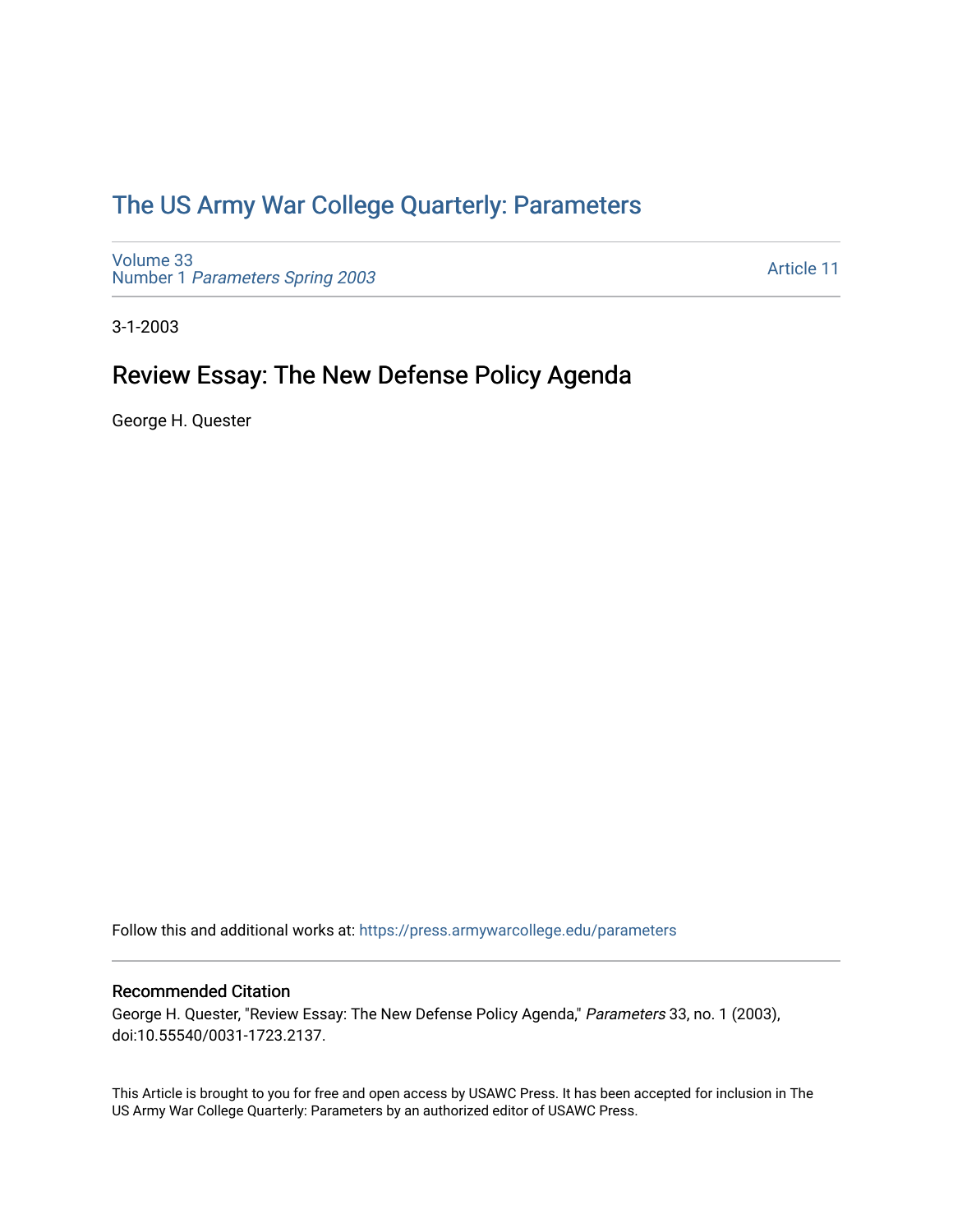# The US Army War College Quarterly: Parameters

Volume 33
Number 1 *Parameters Spring 2003*

Article 11

3-1-2003

## Review Essay: The New Defense Policy Agenda

George H. Quester

Follow this and additional works at: https://press.armywarcollege.edu/parameters

### Recommended Citation

George H. Quester, "Review Essay: The New Defense Policy Agenda," *Parameters* 33, no. 1 (2003), doi:10.55540/0031-1723.2137.

This Article is brought to you for free and open access by USAWC Press. It has been accepted for inclusion in The US Army War College Quarterly: Parameters by an authorized editor of USAWC Press.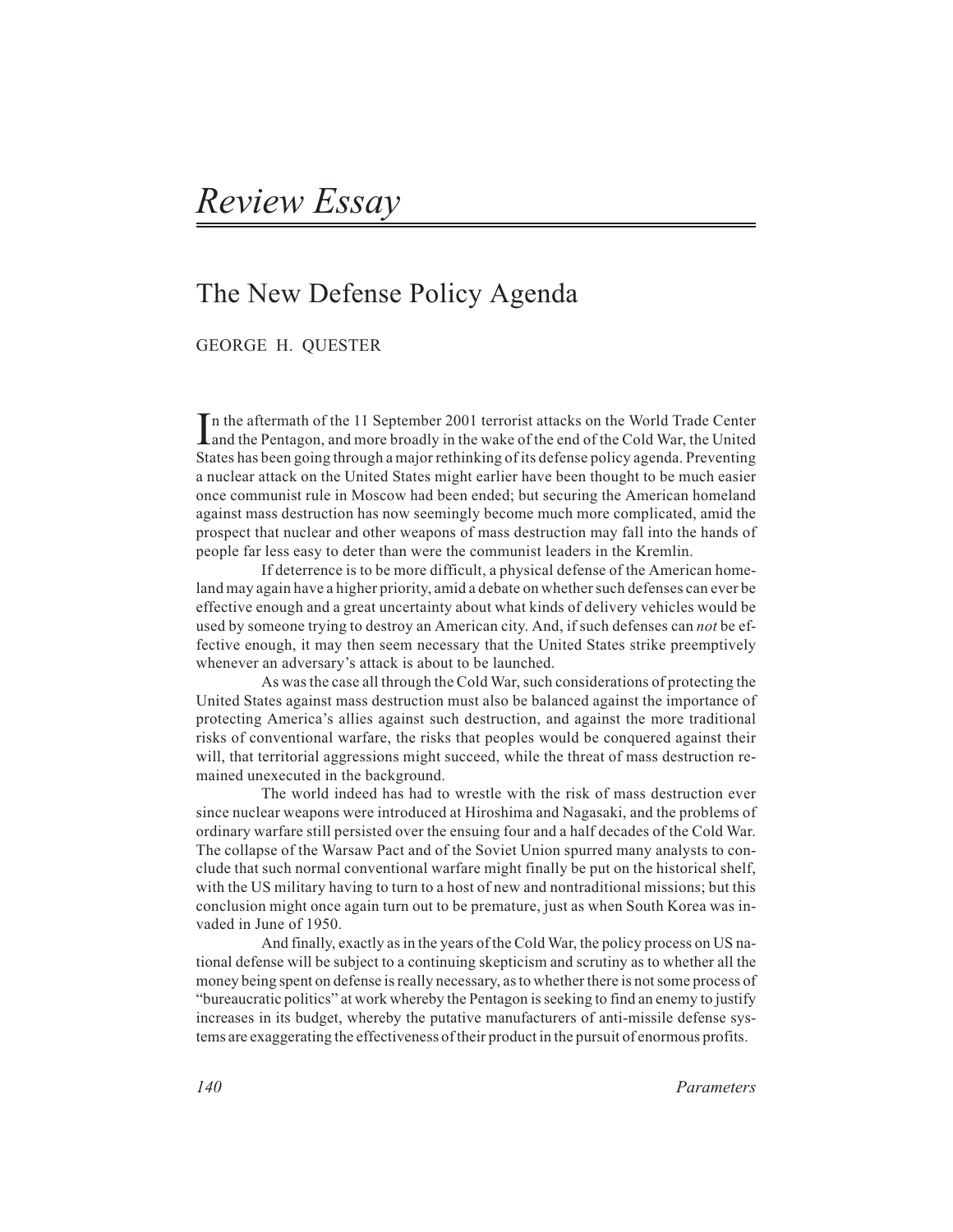# Review Essay

## The New Defense Policy Agenda

GEORGE H. QUESTER

In the aftermath of the 11 September 2001 terrorist attacks on the World Trade Center and the Pentagon, and more broadly in the wake of the end of the Cold War, the United States has been going through a major rethinking of its defense policy agenda. Preventing a nuclear attack on the United States might earlier have been thought to be much easier once communist rule in Moscow had been ended; but securing the American homeland against mass destruction has now seemingly become much more complicated, amid the prospect that nuclear and other weapons of mass destruction may fall into the hands of people far less easy to deter than were the communist leaders in the Kremlin.

If deterrence is to be more difficult, a physical defense of the American homeland may again have a higher priority, amid a debate on whether such defenses can ever be effective enough and a great uncertainty about what kinds of delivery vehicles would be used by someone trying to destroy an American city. And, if such defenses can *not* be effective enough, it may then seem necessary that the United States strike preemptively whenever an adversary's attack is about to be launched.

As was the case all through the Cold War, such considerations of protecting the United States against mass destruction must also be balanced against the importance of protecting America's allies against such destruction, and against the more traditional risks of conventional warfare, the risks that peoples would be conquered against their will, that territorial aggressions might succeed, while the threat of mass destruction remained unexecuted in the background.

The world indeed has had to wrestle with the risk of mass destruction ever since nuclear weapons were introduced at Hiroshima and Nagasaki, and the problems of ordinary warfare still persisted over the ensuing four and a half decades of the Cold War. The collapse of the Warsaw Pact and of the Soviet Union spurred many analysts to conclude that such normal conventional warfare might finally be put on the historical shelf, with the US military having to turn to a host of new and nontraditional missions; but this conclusion might once again turn out to be premature, just as when South Korea was invaded in June of 1950.

And finally, exactly as in the years of the Cold War, the policy process on US national defense will be subject to a continuing skepticism and scrutiny as to whether all the money being spent on defense is really necessary, as to whether there is not some process of "bureaucratic politics" at work whereby the Pentagon is seeking to find an enemy to justify increases in its budget, whereby the putative manufacturers of anti-missile defense systems are exaggerating the effectiveness of their product in the pursuit of enormous profits.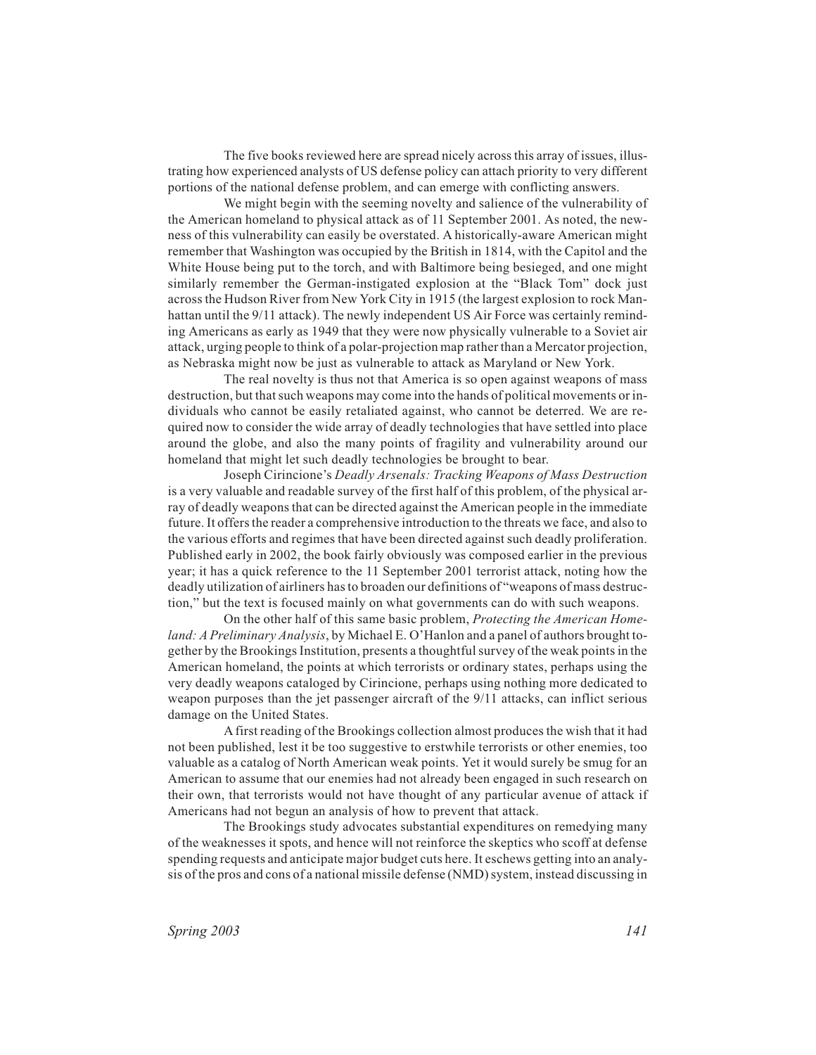The five books reviewed here are spread nicely across this array of issues, illustrating how experienced analysts of US defense policy can attach priority to very different portions of the national defense problem, and can emerge with conflicting answers.

We might begin with the seeming novelty and salience of the vulnerability of the American homeland to physical attack as of 11 September 2001. As noted, the newness of this vulnerability can easily be overstated. A historically-aware American might remember that Washington was occupied by the British in 1814, with the Capitol and the White House being put to the torch, and with Baltimore being besieged, and one might similarly remember the German-instigated explosion at the "Black Tom" dock just across the Hudson River from New York City in 1915 (the largest explosion to rock Manhattan until the 9/11 attack). The newly independent US Air Force was certainly reminding Americans as early as 1949 that they were now physically vulnerable to a Soviet air attack, urging people to think of a polar-projection map rather than a Mercator projection, as Nebraska might now be just as vulnerable to attack as Maryland or New York.

The real novelty is thus not that America is so open against weapons of mass destruction, but that such weapons may come into the hands of political movements or individuals who cannot be easily retaliated against, who cannot be deterred. We are required now to consider the wide array of deadly technologies that have settled into place around the globe, and also the many points of fragility and vulnerability around our homeland that might let such deadly technologies be brought to bear.

Joseph Cirincione's *Deadly Arsenals: Tracking Weapons of Mass Destruction* is a very valuable and readable survey of the first half of this problem, of the physical array of deadly weapons that can be directed against the American people in the immediate future. It offers the reader a comprehensive introduction to the threats we face, and also to the various efforts and regimes that have been directed against such deadly proliferation. Published early in 2002, the book fairly obviously was composed earlier in the previous year; it has a quick reference to the 11 September 2001 terrorist attack, noting how the deadly utilization of airliners has to broaden our definitions of "weapons of mass destruction," but the text is focused mainly on what governments can do with such weapons.

On the other half of this same basic problem, *Protecting the American Homeland: A Preliminary Analysis*, by Michael E. O'Hanlon and a panel of authors brought together by the Brookings Institution, presents a thoughtful survey of the weak points in the American homeland, the points at which terrorists or ordinary states, perhaps using the very deadly weapons cataloged by Cirincione, perhaps using nothing more dedicated to weapon purposes than the jet passenger aircraft of the 9/11 attacks, can inflict serious damage on the United States.

A first reading of the Brookings collection almost produces the wish that it had not been published, lest it be too suggestive to erstwhile terrorists or other enemies, too valuable as a catalog of North American weak points. Yet it would surely be smug for an American to assume that our enemies had not already been engaged in such research on their own, that terrorists would not have thought of any particular avenue of attack if Americans had not begun an analysis of how to prevent that attack.

The Brookings study advocates substantial expenditures on remedying many of the weaknesses it spots, and hence will not reinforce the skeptics who scoff at defense spending requests and anticipate major budget cuts here. It eschews getting into an analysis of the pros and cons of a national missile defense (NMD) system, instead discussing in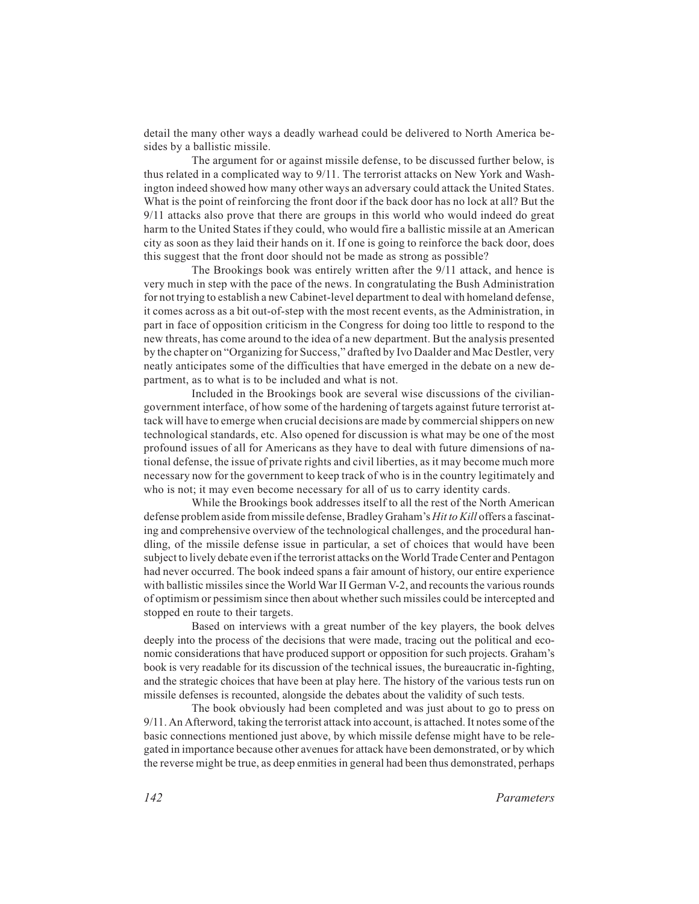detail the many other ways a deadly warhead could be delivered to North America besides by a ballistic missile.

The argument for or against missile defense, to be discussed further below, is thus related in a complicated way to 9/11. The terrorist attacks on New York and Washington indeed showed how many other ways an adversary could attack the United States. What is the point of reinforcing the front door if the back door has no lock at all? But the 9/11 attacks also prove that there are groups in this world who would indeed do great harm to the United States if they could, who would fire a ballistic missile at an American city as soon as they laid their hands on it. If one is going to reinforce the back door, does this suggest that the front door should not be made as strong as possible?

The Brookings book was entirely written after the 9/11 attack, and hence is very much in step with the pace of the news. In congratulating the Bush Administration for not trying to establish a new Cabinet-level department to deal with homeland defense, it comes across as a bit out-of-step with the most recent events, as the Administration, in part in face of opposition criticism in the Congress for doing too little to respond to the new threats, has come around to the idea of a new department. But the analysis presented by the chapter on "Organizing for Success," drafted by Ivo Daalder and Mac Destler, very neatly anticipates some of the difficulties that have emerged in the debate on a new department, as to what is to be included and what is not.

Included in the Brookings book are several wise discussions of the civilian-government interface, of how some of the hardening of targets against future terrorist attack will have to emerge when crucial decisions are made by commercial shippers on new technological standards, etc. Also opened for discussion is what may be one of the most profound issues of all for Americans as they have to deal with future dimensions of national defense, the issue of private rights and civil liberties, as it may become much more necessary now for the government to keep track of who is in the country legitimately and who is not; it may even become necessary for all of us to carry identity cards.

While the Brookings book addresses itself to all the rest of the North American defense problem aside from missile defense, Bradley Graham's *Hit to Kill* offers a fascinating and comprehensive overview of the technological challenges, and the procedural handling, of the missile defense issue in particular, a set of choices that would have been subject to lively debate even if the terrorist attacks on the World Trade Center and Pentagon had never occurred. The book indeed spans a fair amount of history, our entire experience with ballistic missiles since the World War II German V-2, and recounts the various rounds of optimism or pessimism since then about whether such missiles could be intercepted and stopped en route to their targets.

Based on interviews with a great number of the key players, the book delves deeply into the process of the decisions that were made, tracing out the political and economic considerations that have produced support or opposition for such projects. Graham's book is very readable for its discussion of the technical issues, the bureaucratic in-fighting, and the strategic choices that have been at play here. The history of the various tests run on missile defenses is recounted, alongside the debates about the validity of such tests.

The book obviously had been completed and was just about to go to press on 9/11. An Afterword, taking the terrorist attack into account, is attached. It notes some of the basic connections mentioned just above, by which missile defense might have to be relegated in importance because other avenues for attack have been demonstrated, or by which the reverse might be true, as deep enmities in general had been thus demonstrated, perhaps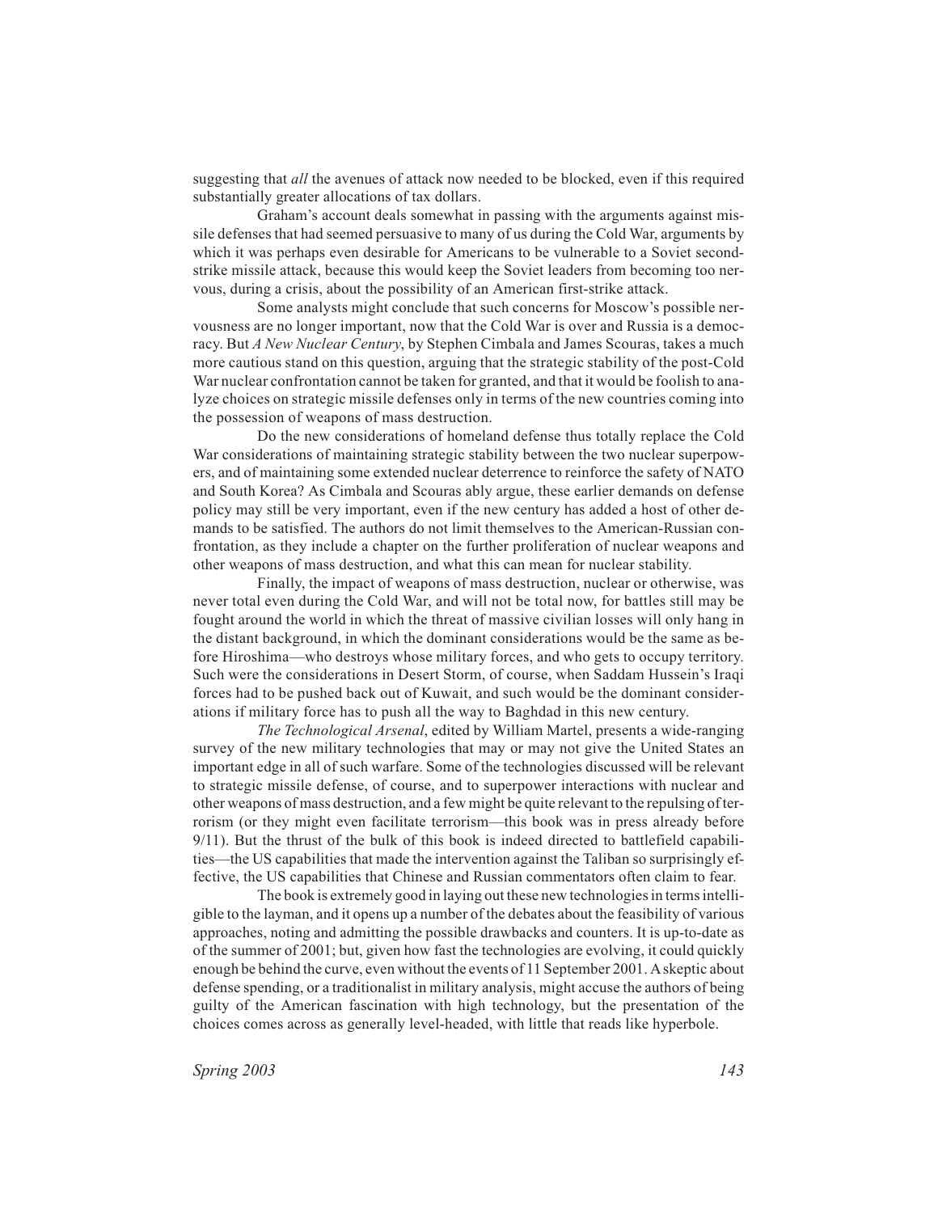suggesting that *all* the avenues of attack now needed to be blocked, even if this required substantially greater allocations of tax dollars.

Graham's account deals somewhat in passing with the arguments against missile defenses that had seemed persuasive to many of us during the Cold War, arguments by which it was perhaps even desirable for Americans to be vulnerable to a Soviet second-strike missile attack, because this would keep the Soviet leaders from becoming too nervous, during a crisis, about the possibility of an American first-strike attack.

Some analysts might conclude that such concerns for Moscow's possible nervousness are no longer important, now that the Cold War is over and Russia is a democracy. But *A New Nuclear Century*, by Stephen Cimbala and James Scouras, takes a much more cautious stand on this question, arguing that the strategic stability of the post-Cold War nuclear confrontation cannot be taken for granted, and that it would be foolish to analyze choices on strategic missile defenses only in terms of the new countries coming into the possession of weapons of mass destruction.

Do the new considerations of homeland defense thus totally replace the Cold War considerations of maintaining strategic stability between the two nuclear superpowers, and of maintaining some extended nuclear deterrence to reinforce the safety of NATO and South Korea? As Cimbala and Scouras ably argue, these earlier demands on defense policy may still be very important, even if the new century has added a host of other demands to be satisfied. The authors do not limit themselves to the American-Russian confrontation, as they include a chapter on the further proliferation of nuclear weapons and other weapons of mass destruction, and what this can mean for nuclear stability.

Finally, the impact of weapons of mass destruction, nuclear or otherwise, was never total even during the Cold War, and will not be total now, for battles still may be fought around the world in which the threat of massive civilian losses will only hang in the distant background, in which the dominant considerations would be the same as before Hiroshima—who destroys whose military forces, and who gets to occupy territory. Such were the considerations in Desert Storm, of course, when Saddam Hussein's Iraqi forces had to be pushed back out of Kuwait, and such would be the dominant considerations if military force has to push all the way to Baghdad in this new century.

*The Technological Arsenal*, edited by William Martel, presents a wide-ranging survey of the new military technologies that may or may not give the United States an important edge in all of such warfare. Some of the technologies discussed will be relevant to strategic missile defense, of course, and to superpower interactions with nuclear and other weapons of mass destruction, and a few might be quite relevant to the repulsing of terrorism (or they might even facilitate terrorism—this book was in press already before 9/11). But the thrust of the bulk of this book is indeed directed to battlefield capabilities—the US capabilities that made the intervention against the Taliban so surprisingly effective, the US capabilities that Chinese and Russian commentators often claim to fear.

The book is extremely good in laying out these new technologies in terms intelligible to the layman, and it opens up a number of the debates about the feasibility of various approaches, noting and admitting the possible drawbacks and counters. It is up-to-date as of the summer of 2001; but, given how fast the technologies are evolving, it could quickly enough be behind the curve, even without the events of 11 September 2001. A skeptic about defense spending, or a traditionalist in military analysis, might accuse the authors of being guilty of the American fascination with high technology, but the presentation of the choices comes across as generally level-headed, with little that reads like hyperbole.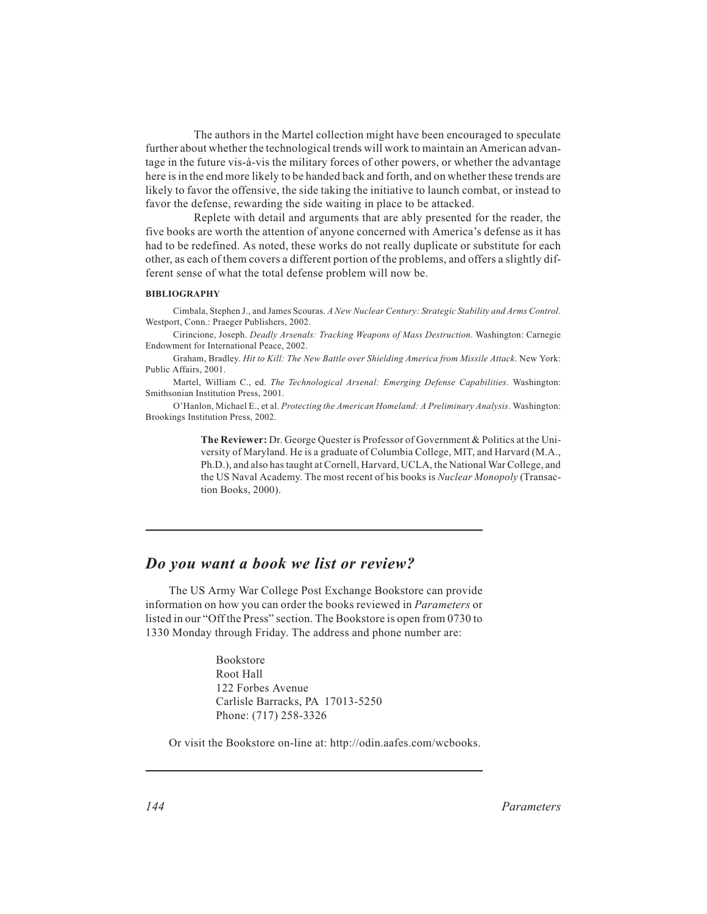The authors in the Martel collection might have been encouraged to speculate further about whether the technological trends will work to maintain an American advantage in the future vis-à-vis the military forces of other powers, or whether the advantage here is in the end more likely to be handed back and forth, and on whether these trends are likely to favor the offensive, the side taking the initiative to launch combat, or instead to favor the defense, rewarding the side waiting in place to be attacked.

Replete with detail and arguments that are ably presented for the reader, the five books are worth the attention of anyone concerned with America's defense as it has had to be redefined. As noted, these works do not really duplicate or substitute for each other, as each of them covers a different portion of the problems, and offers a slightly different sense of what the total defense problem will now be.

**BIBLIOGRAPHY**

Cimbala, Stephen J., and James Scouras. *A New Nuclear Century: Strategic Stability and Arms Control*. Westport, Conn.: Praeger Publishers, 2002.

Cirincione, Joseph. *Deadly Arsenals: Tracking Weapons of Mass Destruction*. Washington: Carnegie Endowment for International Peace, 2002.

Graham, Bradley. *Hit to Kill: The New Battle over Shielding America from Missile Attack*. New York: Public Affairs, 2001.

Martel, William C., ed. *The Technological Arsenal: Emerging Defense Capabilities*. Washington: Smithsonian Institution Press, 2001.

O'Hanlon, Michael E., et al. *Protecting the American Homeland: A Preliminary Analysis*. Washington: Brookings Institution Press, 2002.

**The Reviewer:** Dr. George Quester is Professor of Government & Politics at the University of Maryland. He is a graduate of Columbia College, MIT, and Harvard (M.A., Ph.D.), and also has taught at Cornell, Harvard, UCLA, the National War College, and the US Naval Academy. The most recent of his books is *Nuclear Monopoly* (Transaction Books, 2000).

---

## *Do you want a book we list or review?*

The US Army War College Post Exchange Bookstore can provide information on how you can order the books reviewed in *Parameters* or listed in our "Off the Press" section. The Bookstore is open from 0730 to 1330 Monday through Friday. The address and phone number are:

Bookstore
Root Hall
122 Forbes Avenue
Carlisle Barracks, PA 17013-5250
Phone: (717) 258-3326

Or visit the Bookstore on-line at: http://odin.aafes.com/wcbooks.

---